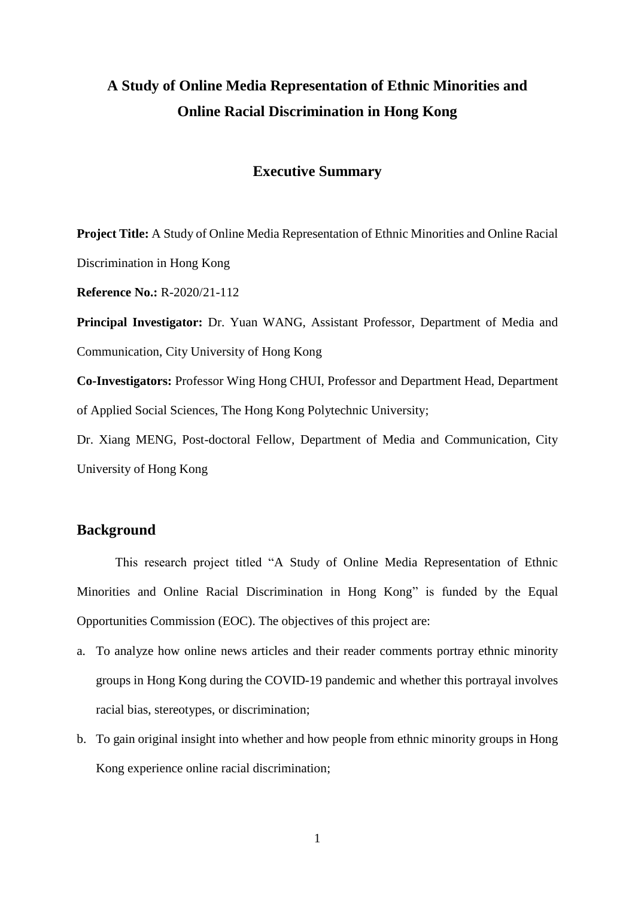# A Study of Online Media Representation of Ethnic Minorities and Online Racial Discrimination in Hong Kong

## Executive Summary

**Project Title:** A Study of Online Media Representation of Ethnic Minorities and Online Racial Discrimination in Hong Kong

**Reference No.:** R-2020/21-112

**Principal Investigator:** Dr. Yuan WANG, Assistant Professor, Department of Media and Communication, City University of Hong Kong

**Co-Investigators:** Professor Wing Hong CHUI, Professor and Department Head, Department of Applied Social Sciences, The Hong Kong Polytechnic University;

Dr. Xiang MENG, Post-doctoral Fellow, Department of Media and Communication, City University of Hong Kong

## Background

This research project titled "A Study of Online Media Representation of Ethnic Minorities and Online Racial Discrimination in Hong Kong" is funded by the Equal Opportunities Commission (EOC). The objectives of this project are:

a. To analyze how online news articles and their reader comments portray ethnic minority groups in Hong Kong during the COVID-19 pandemic and whether this portrayal involves racial bias, stereotypes, or discrimination;
b. To gain original insight into whether and how people from ethnic minority groups in Hong Kong experience online racial discrimination;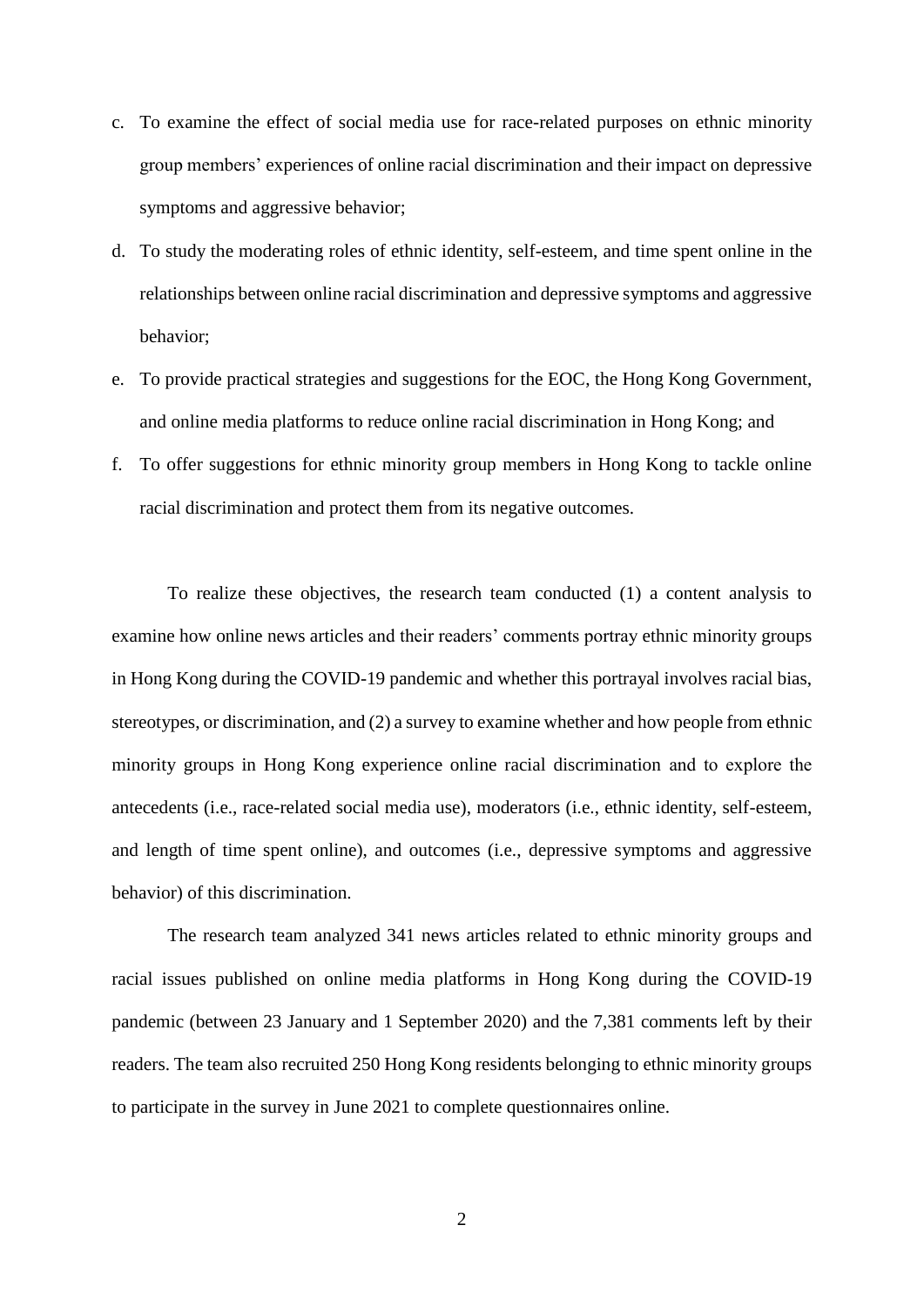c. To examine the effect of social media use for race-related purposes on ethnic minority group members' experiences of online racial discrimination and their impact on depressive symptoms and aggressive behavior;
d. To study the moderating roles of ethnic identity, self-esteem, and time spent online in the relationships between online racial discrimination and depressive symptoms and aggressive behavior;
e. To provide practical strategies and suggestions for the EOC, the Hong Kong Government, and online media platforms to reduce online racial discrimination in Hong Kong; and
f. To offer suggestions for ethnic minority group members in Hong Kong to tackle online racial discrimination and protect them from its negative outcomes.

To realize these objectives, the research team conducted (1) a content analysis to examine how online news articles and their readers' comments portray ethnic minority groups in Hong Kong during the COVID-19 pandemic and whether this portrayal involves racial bias, stereotypes, or discrimination, and (2) a survey to examine whether and how people from ethnic minority groups in Hong Kong experience online racial discrimination and to explore the antecedents (i.e., race-related social media use), moderators (i.e., ethnic identity, self-esteem, and length of time spent online), and outcomes (i.e., depressive symptoms and aggressive behavior) of this discrimination.

The research team analyzed 341 news articles related to ethnic minority groups and racial issues published on online media platforms in Hong Kong during the COVID-19 pandemic (between 23 January and 1 September 2020) and the 7,381 comments left by their readers. The team also recruited 250 Hong Kong residents belonging to ethnic minority groups to participate in the survey in June 2021 to complete questionnaires online.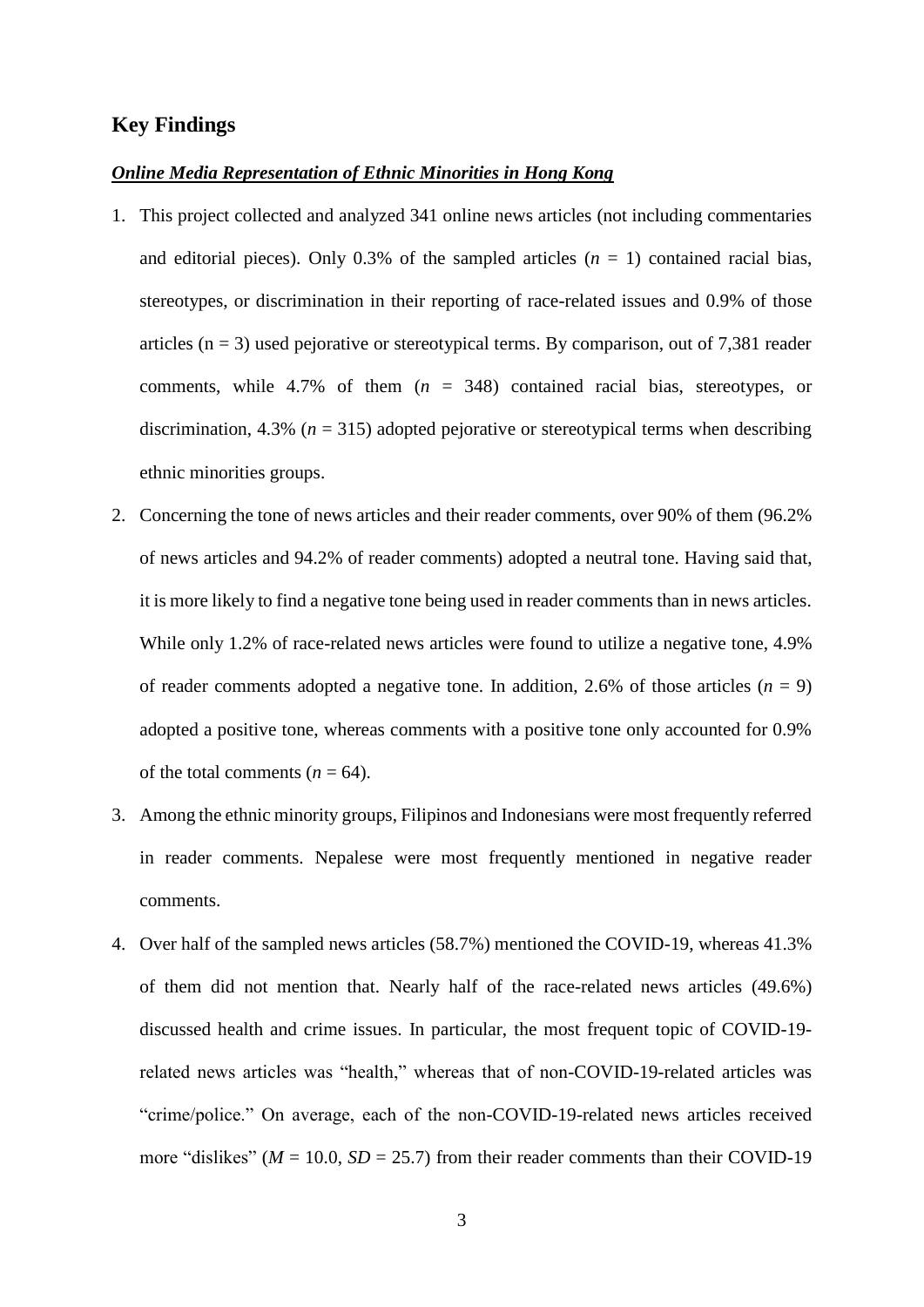## Key Findings

***Online Media Representation of Ethnic Minorities in Hong Kong***

1. This project collected and analyzed 341 online news articles (not including commentaries and editorial pieces). Only 0.3% of the sampled articles ($n$ = 1) contained racial bias, stereotypes, or discrimination in their reporting of race-related issues and 0.9% of those articles (n = 3) used pejorative or stereotypical terms. By comparison, out of 7,381 reader comments, while 4.7% of them ($n$ = 348) contained racial bias, stereotypes, or discrimination, 4.3% ($n$ = 315) adopted pejorative or stereotypical terms when describing ethnic minorities groups.
2. Concerning the tone of news articles and their reader comments, over 90% of them (96.2% of news articles and 94.2% of reader comments) adopted a neutral tone. Having said that, it is more likely to find a negative tone being used in reader comments than in news articles. While only 1.2% of race-related news articles were found to utilize a negative tone, 4.9% of reader comments adopted a negative tone. In addition, 2.6% of those articles ($n$ = 9) adopted a positive tone, whereas comments with a positive tone only accounted for 0.9% of the total comments ($n$ = 64).
3. Among the ethnic minority groups, Filipinos and Indonesians were most frequently referred in reader comments. Nepalese were most frequently mentioned in negative reader comments.
4. Over half of the sampled news articles (58.7%) mentioned the COVID-19, whereas 41.3% of them did not mention that. Nearly half of the race-related news articles (49.6%) discussed health and crime issues. In particular, the most frequent topic of COVID-19-related news articles was "health," whereas that of non-COVID-19-related articles was "crime/police." On average, each of the non-COVID-19-related news articles received more "dislikes" ($M$ = 10.0, $SD$ = 25.7) from their reader comments than their COVID-19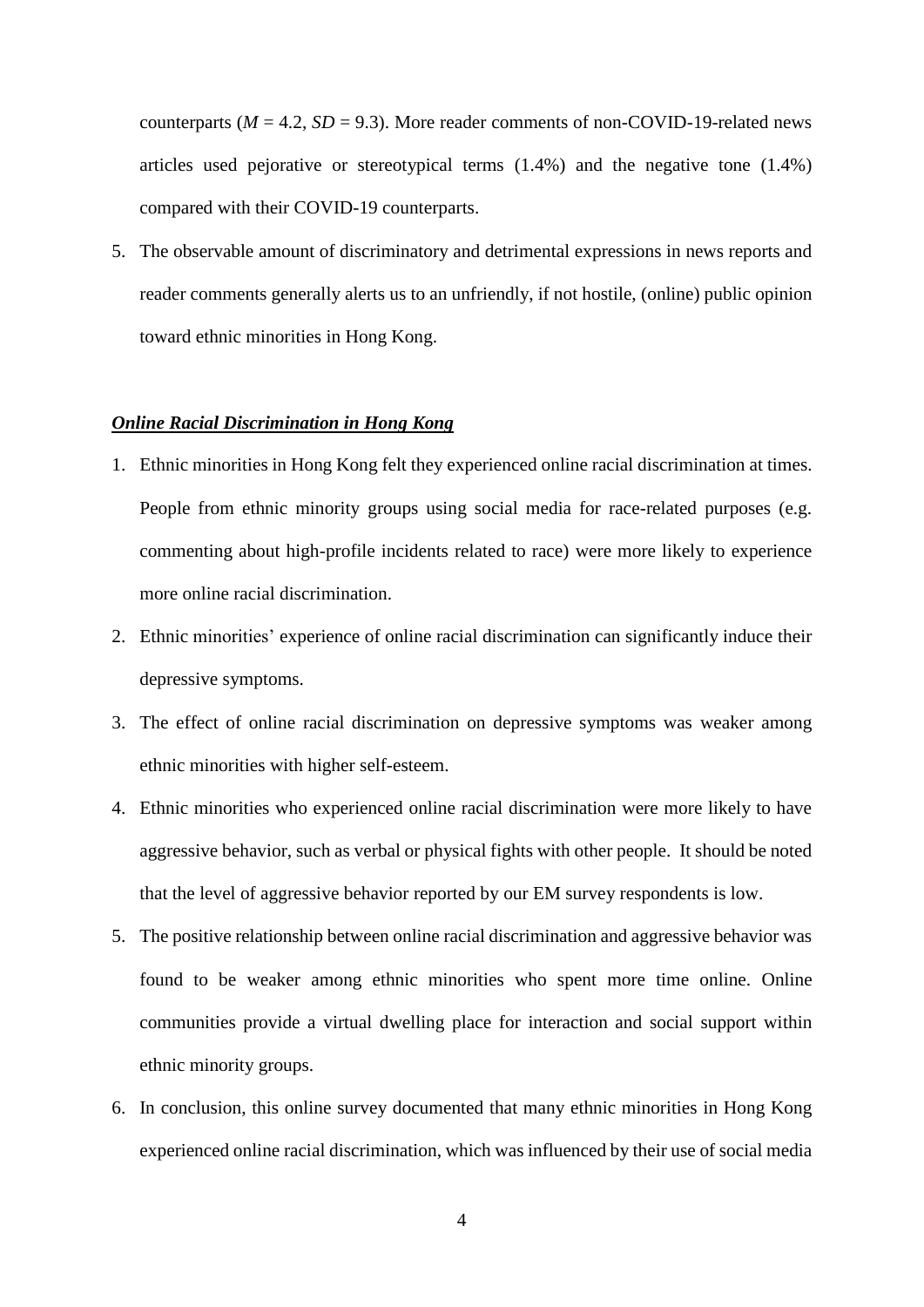counterparts ($M$ = 4.2, $SD$ = 9.3). More reader comments of non-COVID-19-related news articles used pejorative or stereotypical terms (1.4%) and the negative tone (1.4%) compared with their COVID-19 counterparts.

5. The observable amount of discriminatory and detrimental expressions in news reports and reader comments generally alerts us to an unfriendly, if not hostile, (online) public opinion toward ethnic minorities in Hong Kong.

***Online Racial Discrimination in Hong Kong***

1. Ethnic minorities in Hong Kong felt they experienced online racial discrimination at times. People from ethnic minority groups using social media for race-related purposes (e.g. commenting about high-profile incidents related to race) were more likely to experience more online racial discrimination.
2. Ethnic minorities' experience of online racial discrimination can significantly induce their depressive symptoms.
3. The effect of online racial discrimination on depressive symptoms was weaker among ethnic minorities with higher self-esteem.
4. Ethnic minorities who experienced online racial discrimination were more likely to have aggressive behavior, such as verbal or physical fights with other people. It should be noted that the level of aggressive behavior reported by our EM survey respondents is low.
5. The positive relationship between online racial discrimination and aggressive behavior was found to be weaker among ethnic minorities who spent more time online. Online communities provide a virtual dwelling place for interaction and social support within ethnic minority groups.
6. In conclusion, this online survey documented that many ethnic minorities in Hong Kong experienced online racial discrimination, which was influenced by their use of social media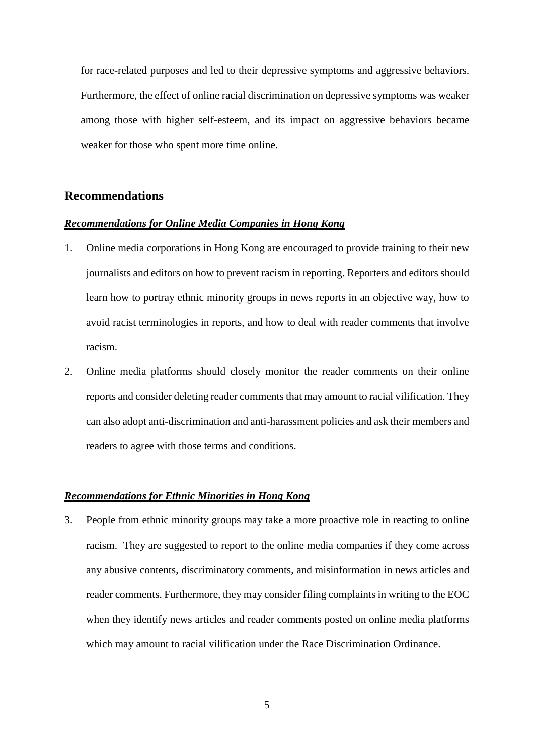for race-related purposes and led to their depressive symptoms and aggressive behaviors. Furthermore, the effect of online racial discrimination on depressive symptoms was weaker among those with higher self-esteem, and its impact on aggressive behaviors became weaker for those who spent more time online.

## Recommendations

***Recommendations for Online Media Companies in Hong Kong***

1. Online media corporations in Hong Kong are encouraged to provide training to their new journalists and editors on how to prevent racism in reporting. Reporters and editors should learn how to portray ethnic minority groups in news reports in an objective way, how to avoid racist terminologies in reports, and how to deal with reader comments that involve racism.
2. Online media platforms should closely monitor the reader comments on their online reports and consider deleting reader comments that may amount to racial vilification. They can also adopt anti-discrimination and anti-harassment policies and ask their members and readers to agree with those terms and conditions.

***Recommendations for Ethnic Minorities in Hong Kong***

3. People from ethnic minority groups may take a more proactive role in reacting to online racism. They are suggested to report to the online media companies if they come across any abusive contents, discriminatory comments, and misinformation in news articles and reader comments. Furthermore, they may consider filing complaints in writing to the EOC when they identify news articles and reader comments posted on online media platforms which may amount to racial vilification under the Race Discrimination Ordinance.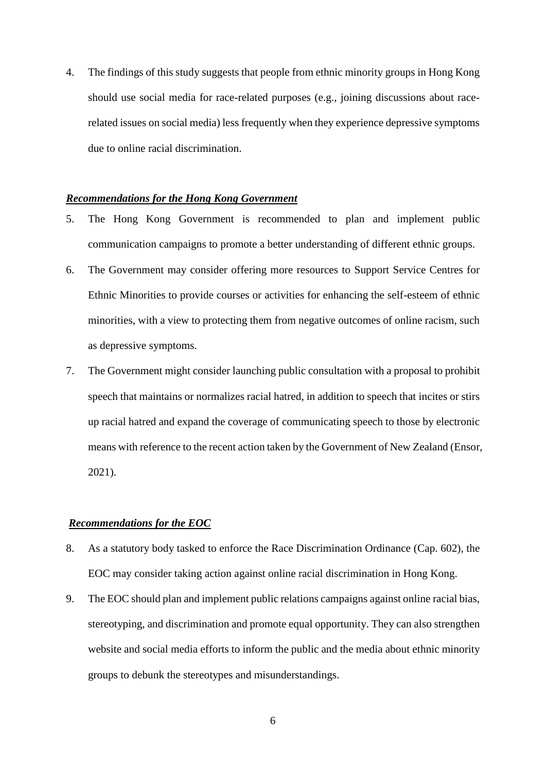4. The findings of this study suggests that people from ethnic minority groups in Hong Kong should use social media for race-related purposes (e.g., joining discussions about race-related issues on social media) less frequently when they experience depressive symptoms due to online racial discrimination.

***<u>Recommendations for the Hong Kong Government</u>***

5. The Hong Kong Government is recommended to plan and implement public communication campaigns to promote a better understanding of different ethnic groups.
6. The Government may consider offering more resources to Support Service Centres for Ethnic Minorities to provide courses or activities for enhancing the self-esteem of ethnic minorities, with a view to protecting them from negative outcomes of online racism, such as depressive symptoms.
7. The Government might consider launching public consultation with a proposal to prohibit speech that maintains or normalizes racial hatred, in addition to speech that incites or stirs up racial hatred and expand the coverage of communicating speech to those by electronic means with reference to the recent action taken by the Government of New Zealand (Ensor, 2021).

***<u>Recommendations for the EOC</u>***

8. As a statutory body tasked to enforce the Race Discrimination Ordinance (Cap. 602), the EOC may consider taking action against online racial discrimination in Hong Kong.
9. The EOC should plan and implement public relations campaigns against online racial bias, stereotyping, and discrimination and promote equal opportunity. They can also strengthen website and social media efforts to inform the public and the media about ethnic minority groups to debunk the stereotypes and misunderstandings.